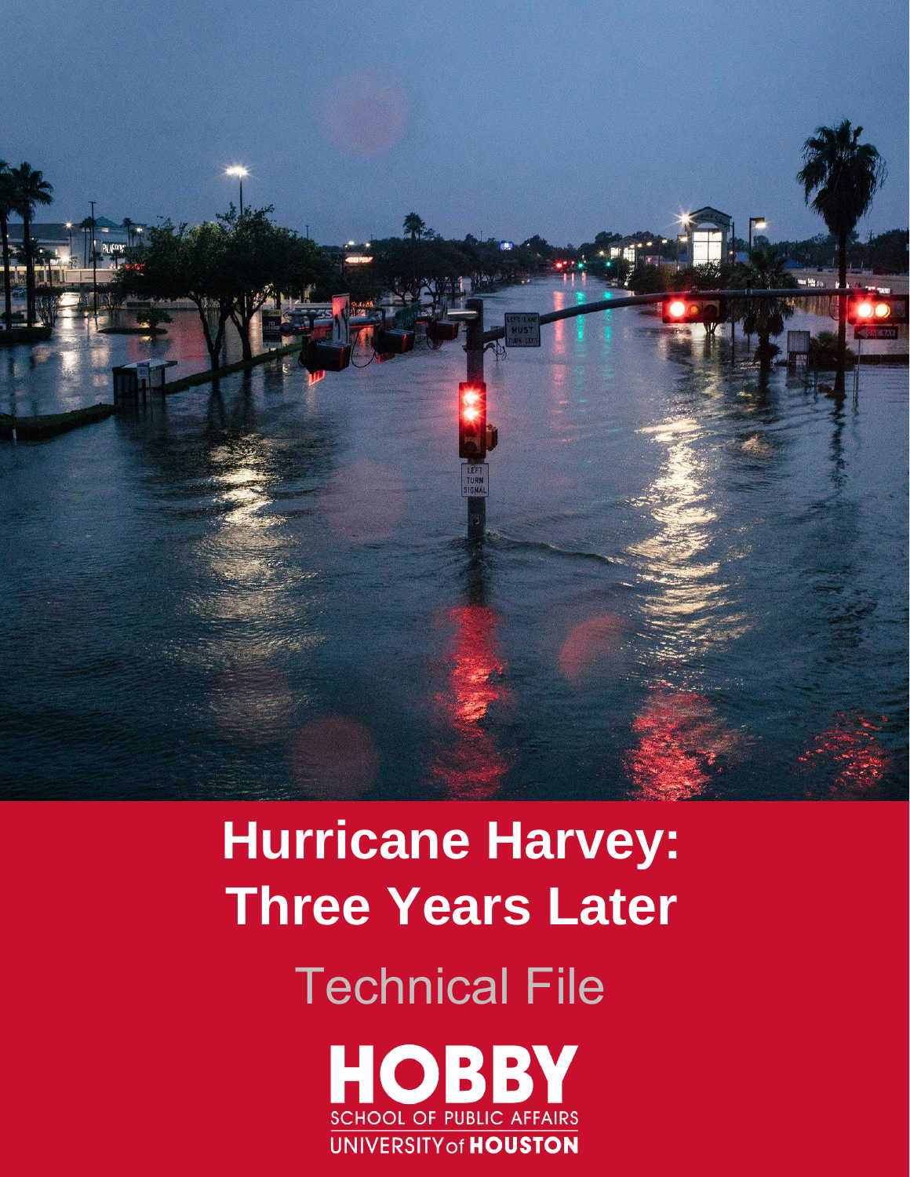# Hurricane Harvey: Three Years Later

## Technical File

HOBBY
SCHOOL OF PUBLIC AFFAIRS
UNIVERSITY of HOUSTON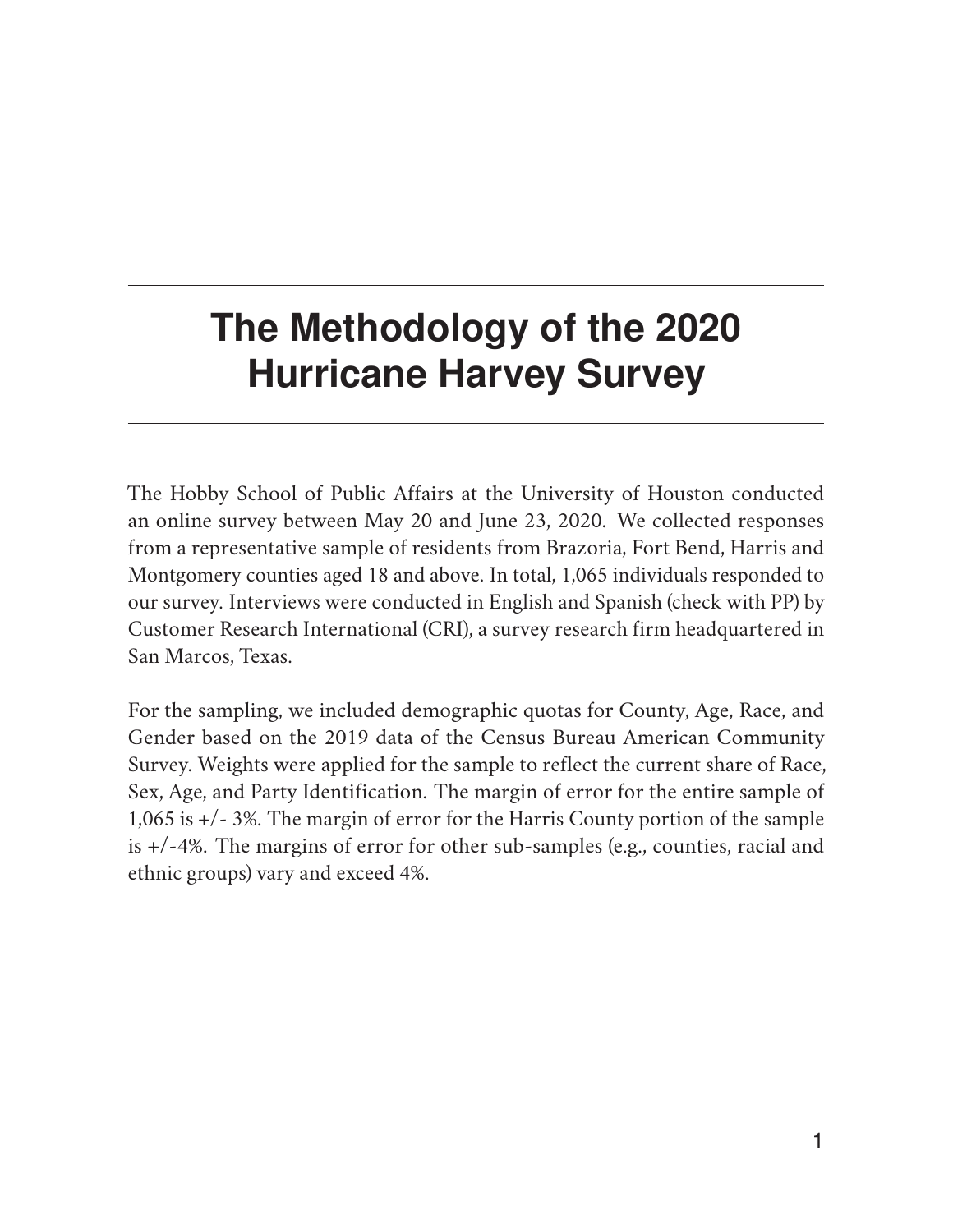# The Methodology of the 2020 Hurricane Harvey Survey

The Hobby School of Public Affairs at the University of Houston conducted an online survey between May 20 and June 23, 2020. We collected responses from a representative sample of residents from Brazoria, Fort Bend, Harris and Montgomery counties aged 18 and above. In total, 1,065 individuals responded to our survey. Interviews were conducted in English and Spanish (check with PP) by Customer Research International (CRI), a survey research firm headquartered in San Marcos, Texas.

For the sampling, we included demographic quotas for County, Age, Race, and Gender based on the 2019 data of the Census Bureau American Community Survey. Weights were applied for the sample to reflect the current share of Race, Sex, Age, and Party Identification. The margin of error for the entire sample of 1,065 is +/- 3%. The margin of error for the Harris County portion of the sample is +/-4%. The margins of error for other sub-samples (e.g., counties, racial and ethnic groups) vary and exceed 4%.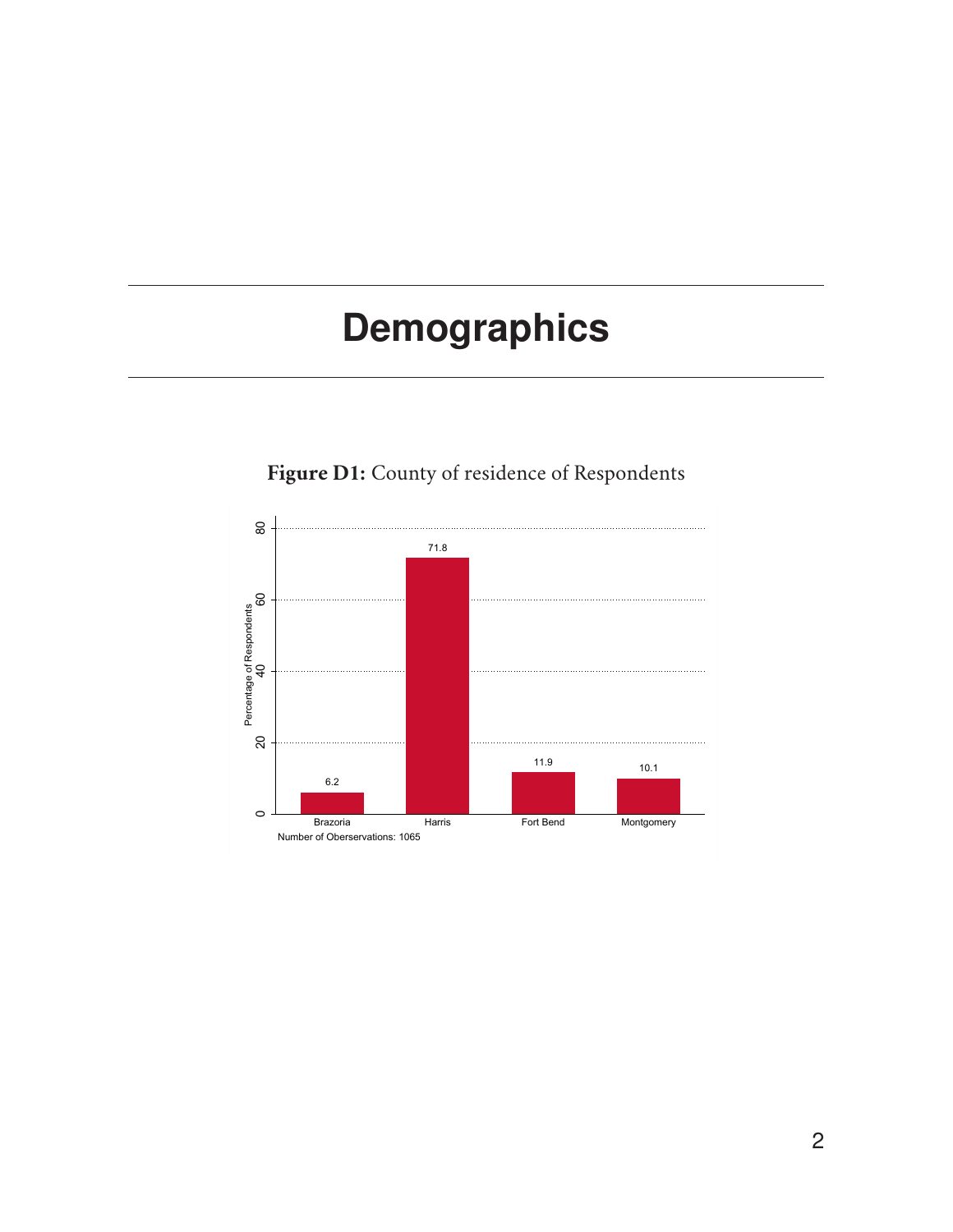# Demographics

**Figure D1:** County of residence of Respondents

| County | Percentage of Respondents |
|---|---|
| Brazoria | 6.2 |
| Harris | 71.8 |
| Fort Bend | 11.9 |
| Montgomery | 10.1 |

Number of Oberservations: 1065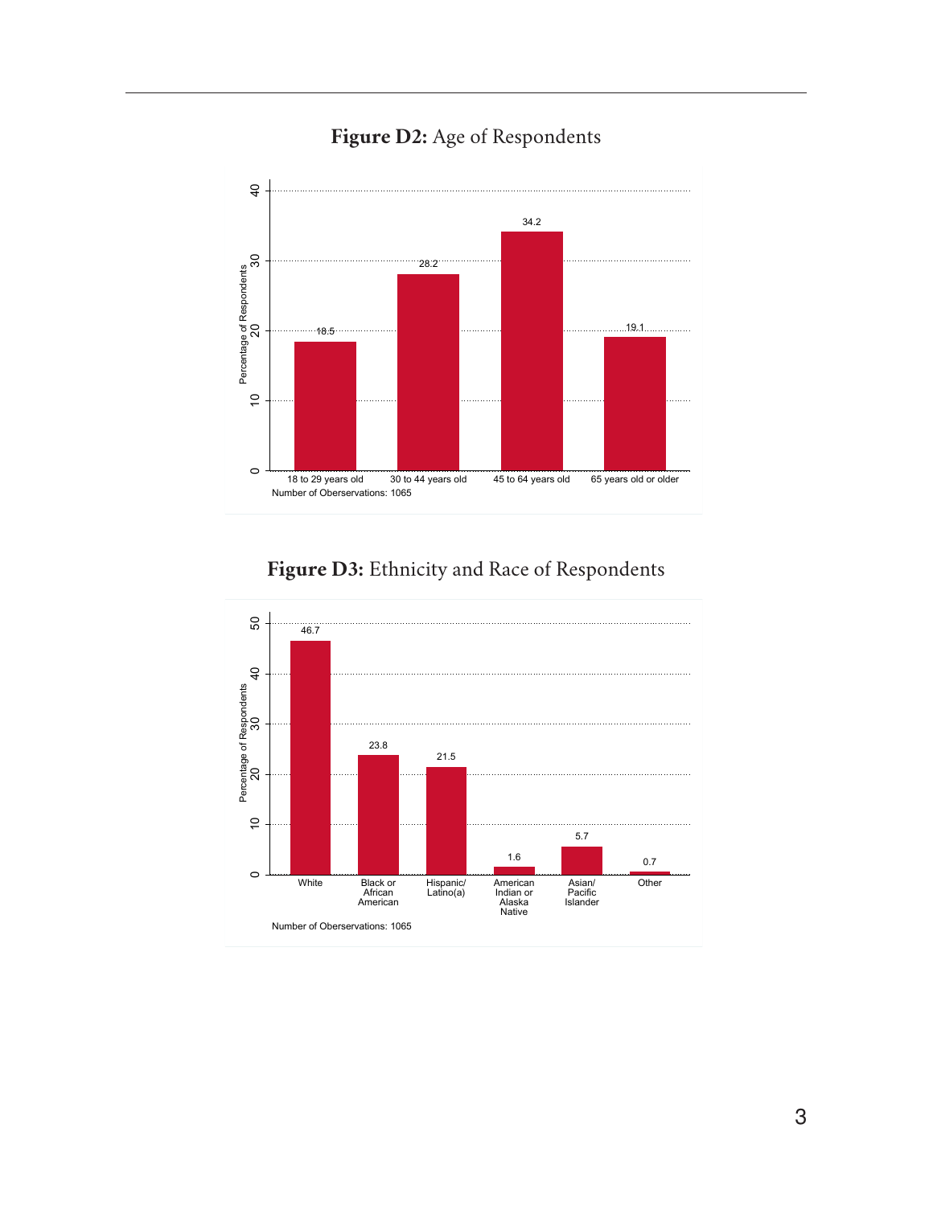**Figure D2:** Age of Respondents

| Age group | Percentage of Respondents |
|---|---|
| 18 to 29 years old | 18.5 |
| 30 to 44 years old | 28.2 |
| 45 to 64 years old | 34.2 |
| 65 years old or older | 19.1 |

Number of Oberservations: 1065

**Figure D3:** Ethnicity and Race of Respondents

| Ethnicity/Race | Percentage of Respondents |
|---|---|
| White | 46.7 |
| Black or African American | 23.8 |
| Hispanic/ Latino(a) | 21.5 |
| American Indian or Alaska Native | 1.6 |
| Asian/ Pacific Islander | 5.7 |
| Other | 0.7 |

Number of Oberservations: 1065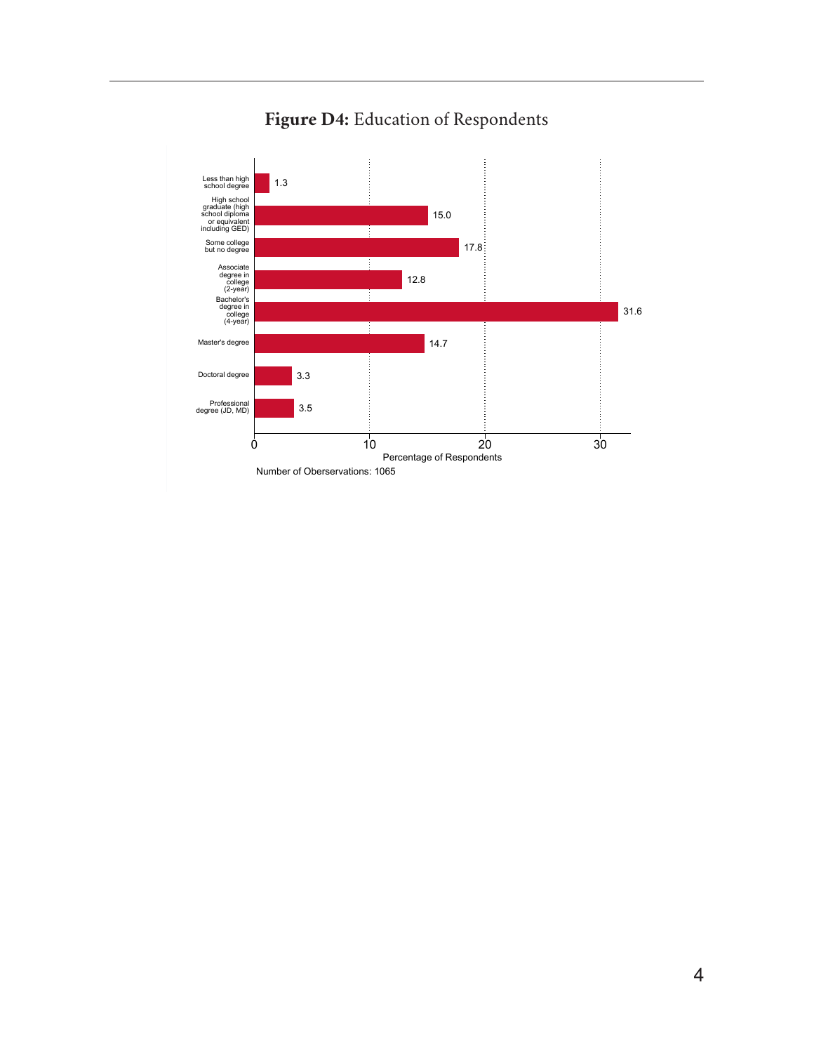**Figure D4:** Education of Respondents

| Education | Percentage of Respondents |
| --- | --- |
| Less than high school degree | 1.3 |
| High school graduate (high school diploma or equivalent including GED) | 15.0 |
| Some college but no degree | 17.8 |
| Associate degree in college (2-year) | 12.8 |
| Bachelor's degree in college (4-year) | 31.6 |
| Master's degree | 14.7 |
| Doctoral degree | 3.3 |
| Professional degree (JD, MD) | 3.5 |

Number of Oberservations: 1065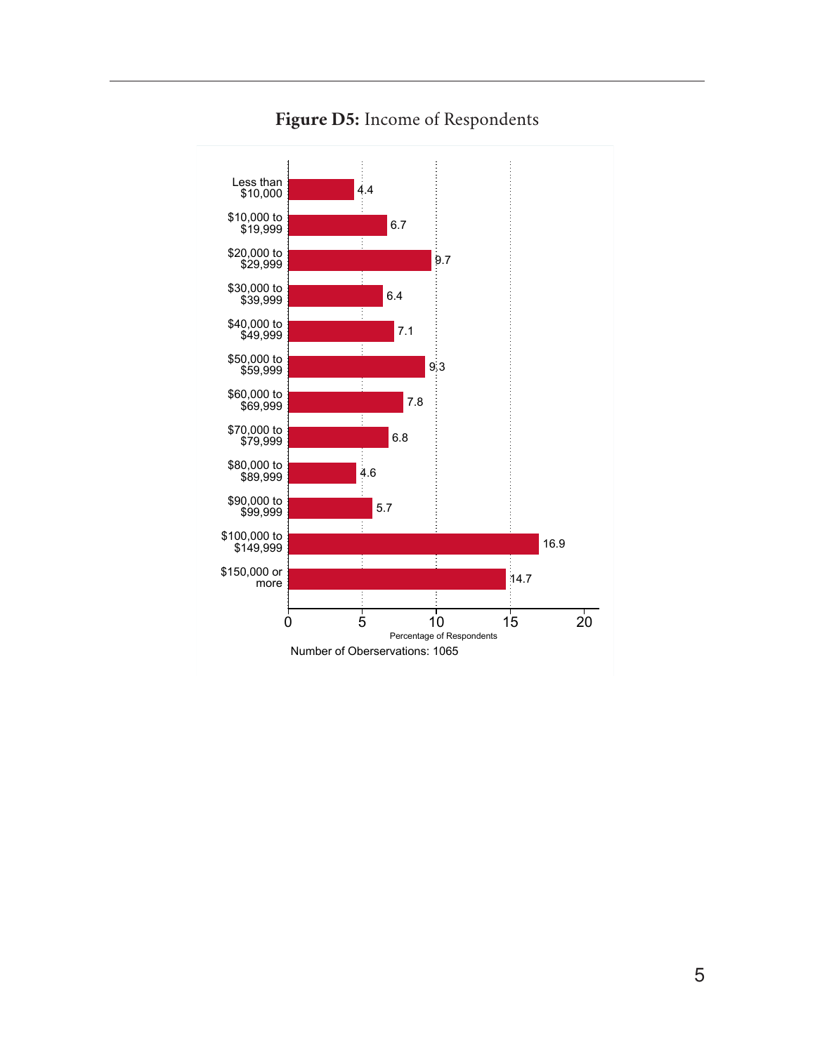**Figure D5:** Income of Respondents

| Income | Percentage of Respondents |
|---|---|
| Less than $10,000 | 4.4 |
| $10,000 to $19,999 | 6.7 |
| $20,000 to $29,999 | 9.7 |
| $30,000 to $39,999 | 6.4 |
| $40,000 to $49,999 | 7.1 |
| $50,000 to $59,999 | 9.3 |
| $60,000 to $69,999 | 7.8 |
| $70,000 to $79,999 | 6.8 |
| $80,000 to $89,999 | 4.6 |
| $90,000 to $99,999 | 5.7 |
| $100,000 to $149,999 | 16.9 |
| $150,000 or more | 14.7 |

Number of Oberservations: 1065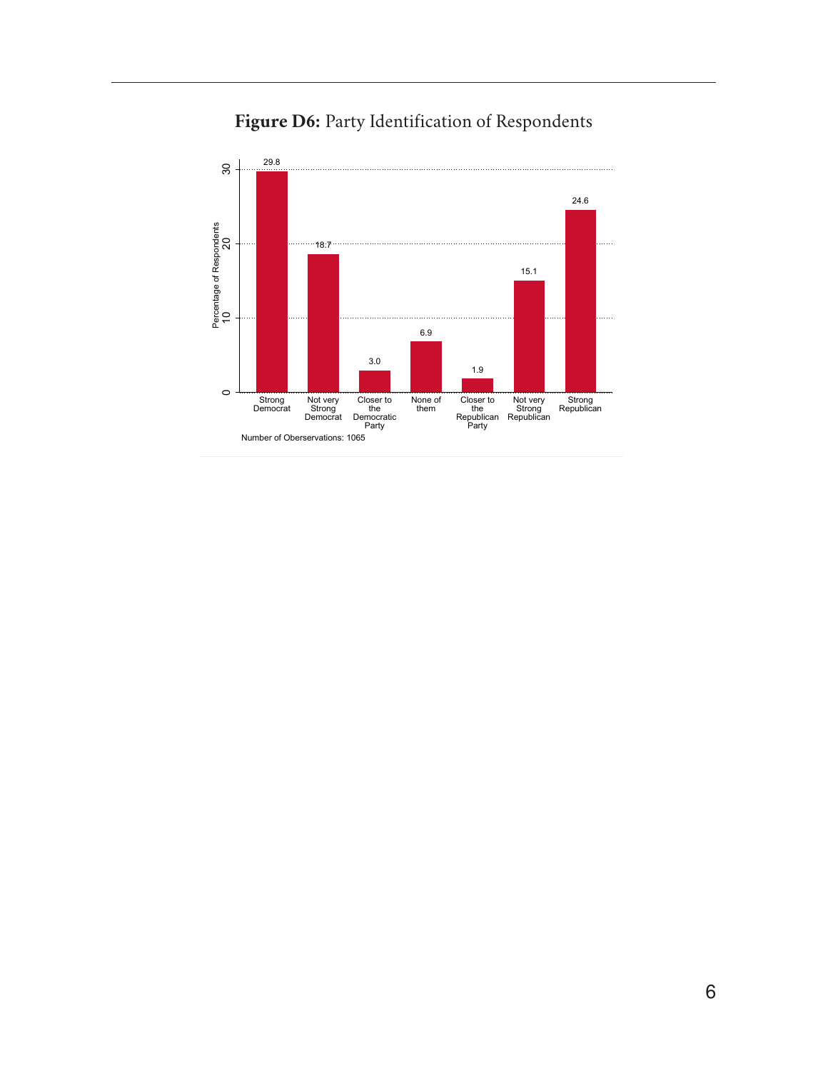**Figure D6:** Party Identification of Respondents

Percentage of Respondents

0
10
20
30

29.8
18.7
3.0
6.9
1.9
15.1
24.6

Strong Democrat
Not very Strong Democrat
Closer to the Democratic Party
None of them
Closer to the Republican Party
Not very Strong Republican
Strong Republican

Number of Oberservations: 1065